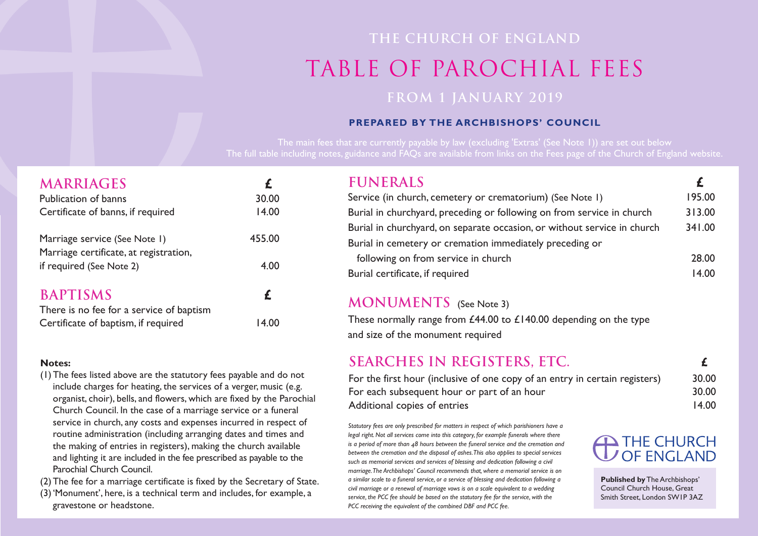THE CHURCH OF ENGLAND

# TABLE OF PAROCHIAL FEES

FROM 1 JANUARY 2019

**PREPARED BY THE ARCHBISHOPS' COUNCIL**

The main fees that are currently payable by law (excluding 'Extras' (See Note 1)) are set out below
The full table including notes, guidance and FAQs are available from links on the Fees page of the Church of England website.

## MARRIAGES

| | £ |
|---|---|
| Publication of banns | 30.00 |
| Certificate of banns, if required | 14.00 |
| Marriage service (See Note 1) | 455.00 |
| Marriage certificate, at registration, if required (See Note 2) | 4.00 |

## BAPTISMS

| | £ |
|---|---|
| There is no fee for a service of baptism | |
| Certificate of baptism, if required | 14.00 |

**Notes:**

(1) The fees listed above are the statutory fees payable and do not include charges for heating, the services of a verger, music (e.g. organist, choir), bells, and flowers, which are fixed by the Parochial Church Council. In the case of a marriage service or a funeral service in church, any costs and expenses incurred in respect of routine administration (including arranging dates and times and the making of entries in registers), making the church available and lighting it are included in the fee prescribed as payable to the Parochial Church Council.

(2) The fee for a marriage certificate is fixed by the Secretary of State.

(3) 'Monument', here, is a technical term and includes, for example, a gravestone or headstone.

## FUNERALS

| | £ |
|---|---|
| Service (in church, cemetery or crematorium) (See Note 1) | 195.00 |
| Burial in churchyard, preceding or following on from service in church | 313.00 |
| Burial in churchyard, on separate occasion, or without service in church | 341.00 |
| Burial in cemetery or cremation immediately preceding or following on from service in church | 28.00 |
| Burial certificate, if required | 14.00 |

## MONUMENTS (See Note 3)

These normally range from £44.00 to £140.00 depending on the type and size of the monument required

## SEARCHES IN REGISTERS, ETC.

| | £ |
|---|---|
| For the first hour (inclusive of one copy of an entry in certain registers) | 30.00 |
| For each subsequent hour or part of an hour | 30.00 |
| Additional copies of entries | 14.00 |

*Statutory fees are only prescribed for matters in respect of which parishioners have a legal right. Not all services come into this category, for example funerals where there is a period of more than 48 hours between the funeral service and the cremation and between the cremation and the disposal of ashes. This also applies to special services such as memorial services and services of blessing and dedication following a civil marriage. The Archbishops' Council recommends that, where a memorial service is on a similar scale to a funeral service, or a service of blessing and dedication following a civil marriage or a renewal of marriage vows is on a scale equivalent to a wedding service, the PCC fee should be based on the statutory fee for the service, with the PCC receiving the equivalent of the combined DBF and PCC fee.*

THE CHURCH OF ENGLAND

**Published by** The Archbishops' Council Church House, Great Smith Street, London SW1P 3AZ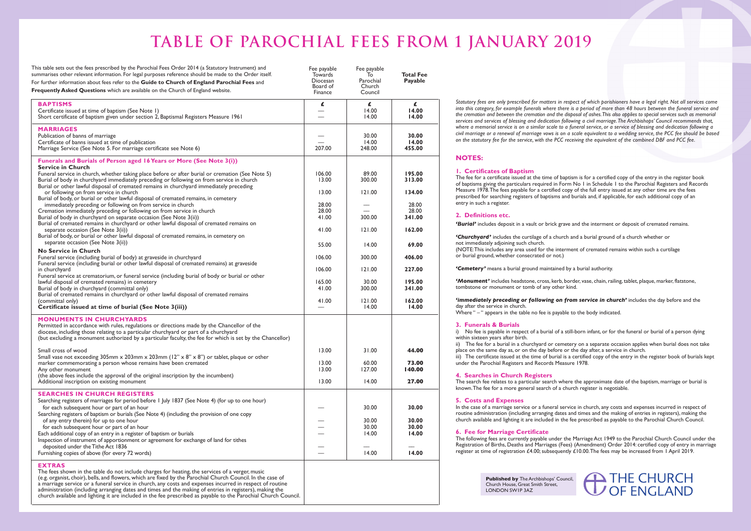# TABLE OF PAROCHIAL FEES FROM 1 JANUARY 2019

This table sets out the fees prescribed by the Parochial Fees Order 2014 (a Statutory Instrument) and summarises other relevant information. For legal purposes reference should be made to the Order itself. For further information about fees refer to the **Guide to Church of England Parochial Fees** and **Frequently Asked Questions** which are available on the Church of England website.

| | Fee payable Towards Diocesan Board of Finance | Fee payable To Parochial Church Council | Total Fee Payable |
|---|---|---|---|
| **BAPTISMS** | **£** | **£** | **£** |
| Certificate issued at time of baptism (See Note 1) | — | 14.00 | **14.00** |
| Short certificate of baptism given under section 2, Baptismal Registers Measure 1961 | — | 14.00 | **14.00** |
| **MARRIAGES** | | | |
| Publication of banns of marriage | — | 30.00 | **30.00** |
| Certificate of banns issued at time of publication | — | 14.00 | **14.00** |
| Marriage Service (See Note 5. For marriage certificate see Note 6) | 207.00 | 248.00 | **455.00** |
| **Funerals and Burials of Person aged 16 Years or More (See Note 3(i))** | | | |
| **Service in Church** | | | |
| Funeral service in church, whether taking place before or after burial or cremation (See Note 5) | 106.00 | 89.00 | **195.00** |
| Burial of body in churchyard immediately preceding or following on from service in church | 13.00 | 300.00 | **313.00** |
| Burial or other lawful disposal of cremated remains in churchyard immediately preceding or following on from service in church | 13.00 | 121.00 | **134.00** |
| Burial of body, or burial or other lawful disposal of cremated remains, in cemetery immediately preceding or following on from service in church | 28.00 | — | 28.00 |
| Cremation immediately preceding or following on from service in church | 28.00 | — | 28.00 |
| Burial of body in churchyard on separate occasion (See Note 3(ii)) | 41.00 | 300.00 | **341.00** |
| Burial of cremated remains in churchyard or other lawful disposal of cremated remains on separate occasion (See Note 3(ii)) | 41.00 | 121.00 | **162.00** |
| Burial of body, or burial or other lawful disposal of cremated remains, in cemetery on separate occasion (See Note 3(ii)) | 55.00 | 14.00 | **69.00** |
| **No Service in Church** | | | |
| Funeral service (including burial of body) at graveside in churchyard | 106.00 | 300.00 | **406.00** |
| Funeral service (including burial or other lawful disposal of cremated remains) at graveside in churchyard | 106.00 | 121.00 | **227.00** |
| Funeral service at crematorium, or funeral service (including burial of body or burial or other lawful disposal of cremated remains) in cemetery | 165.00 | 30.00 | **195.00** |
| Burial of body in churchyard (committal only) | 41.00 | 300.00 | **341.00** |
| Burial of cremated remains in churchyard or other lawful disposal of cremated remains (committal only) | 41.00 | 121.00 | **162.00** |
| **Certificate issued at time of burial (See Note 3(iii))** | — | 14.00 | **14.00** |
| **MONUMENTS IN CHURCHYARDS** | | | |
| Permitted in accordance with rules, regulations or directions made by the Chancellor of the diocese, including those relating to a particular churchyard or part of a churchyard (but excluding a monument authorized by a particular faculty, the fee for which is set by the Chancellor) | | | |
| Small cross of wood | 13.00 | 31.00 | **44.00** |
| Small vase not exceeding 305mm x 203mm x 203mm (12" x 8" x 8") or tablet, plaque or other marker commemorating a person whose remains have been cremated | 13.00 | 60.00 | **73.00** |
| Any other monument (the above fees include the approval of the original inscription by the incumbent) | 13.00 | 127.00 | **140.00** |
| Additional inscription on existing monument | 13.00 | 14.00 | **27.00** |
| **SEARCHES IN CHURCH REGISTERS** | | | |
| Searching registers of marriages for period before 1 July 1837 (See Note 4) (for up to one hour) | | | |
| for each subsequent hour or part of an hour | — | 30.00 | **30.00** |
| Searching registers of baptism or burials (See Note 4) (including the provision of one copy of any entry therein) for up to one hour | — | 30.00 | **30.00** |
| for each subsequent hour or part of an hour | — | 30.00 | **30.00** |
| Each additional copy of an entry in a register of baptism or burials | — | 14.00 | **14.00** |
| Inspection of instrument of apportionment or agreement for exchange of land for tithes deposited under the Tithe Act 1836 | — | — | — |
| Furnishing copies of above (for every 72 words) | — | 14.00 | **14.00** |

**EXTRAS**

The fees shown in the table do not include charges for heating, the services of a verger, music (e.g. organist, choir), bells, and flowers, which are fixed by the Parochial Church Council. In the case of a marriage service or a funeral service in church, any costs and expenses incurred in respect of routine administration (including arranging dates and times and the making of entries in registers), making the church available and lighting it are included in the fee prescribed as payable to the Parochial Church Council.

*Statutory fees are only prescribed for matters in respect of which parishioners have a legal right. Not all services come into this category, for example funerals where there is a period of more than 48 hours between the funeral service and the cremation and between the cremation and the disposal of ashes. This also applies to special services such as memorial services and services of blessing and dedication following a civil marriage. The Archbishops' Council recommends that, where a memorial service is on a similar scale to a funeral service, or a service of blessing and dedication following a civil marriage or a renewal of marriage vows is on a scale equivalent to a wedding service, the PCC fee should be based on the statutory fee for the service, with the PCC receiving the equivalent of the combined DBF and PCC fee.*

## NOTES:

### 1. Certificates of Baptism

The fee for a certificate issued at the time of baptism is for a certified copy of the entry in the register book of baptisms giving the particulars required in Form No 1 in Schedule 1 to the Parochial Registers and Records Measure 1978. The fees payable for a certified copy of the full entry issued at any other time are the fees prescribed for searching registers of baptisms and burials and, if applicable, for each additional copy of an entry in such a register.

### 2. Definitions etc.

***'Burial'*** includes deposit in a vault or brick grave and the interment or deposit of cremated remains.

***'Churchyard'*** includes the curtilage of a church and a burial ground of a church whether or not immediately adjoining such church.
(NOTE: This includes any area used for the interment of cremated remains within such a curtilage or burial ground, whether consecrated or not.)

***'Cemetery'*** means a burial ground maintained by a burial authority.

***'Monument'*** includes headstone, cross, kerb, border, vase, chain, railing, tablet, plaque, marker, flatstone, tombstone or monument or tomb of any other kind.

***'immediately preceding or following on from service in church'*** includes the day before and the day after the service in church.
Where " – " appears in the table no fee is payable to the body indicated.

### 3. Funerals & Burials

i) No fee is payable in respect of a burial of a still-born infant, or for the funeral or burial of a person dying within sixteen years after birth.
ii) The fee for a burial in a churchyard or cemetery on a separate occasion applies when burial does not take place on the same day as, or on the day before or the day after, a service in church.
iii) The certificate issued at the time of burial is a certified copy of the entry in the register book of burials kept under the Parochial Registers and Records Measure 1978.

### 4. Searches in Church Registers

The search fee relates to a particular search where the approximate date of the baptism, marriage or burial is known. The fee for a more general search of a church register is negotiable.

### 5. Costs and Expenses

In the case of a marriage service or a funeral service in church, any costs and expenses incurred in respect of routine administration (including arranging dates and times and the making of entries in registers), making the church available and lighting it are included in the fee prescribed as payable to the Parochial Church Council.

### 6. Fee for Marriage Certificate

The following fees are currently payable under the Marriage Act 1949 to the Parochial Church Council under the Registration of Births, Deaths and Marriages (Fees) (Amendment) Order 2014: certified copy of entry in marriage register at time of registration £4.00; subsequently £10.00. The fees may be increased from 1 April 2019.

**Published by** The Archbishops' Council, Church House, Great Smith Street, LONDON SW1P 3AZ

THE CHURCH OF ENGLAND